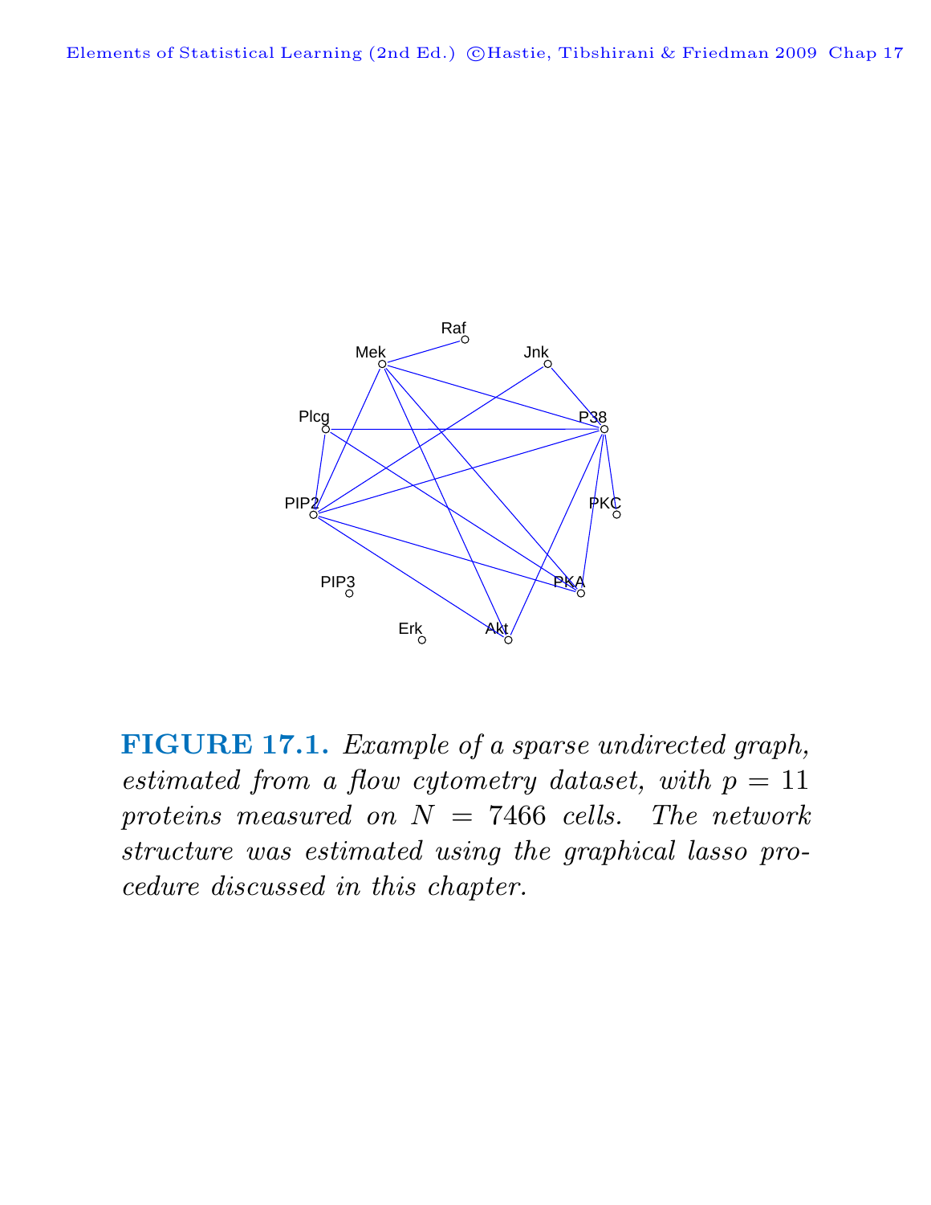**FIGURE 17.1.** *Example of a sparse undirected graph, estimated from a flow cytometry dataset, with $p = 11$ proteins measured on $N = 7466$ cells. The network structure was estimated using the graphical lasso procedure discussed in this chapter.*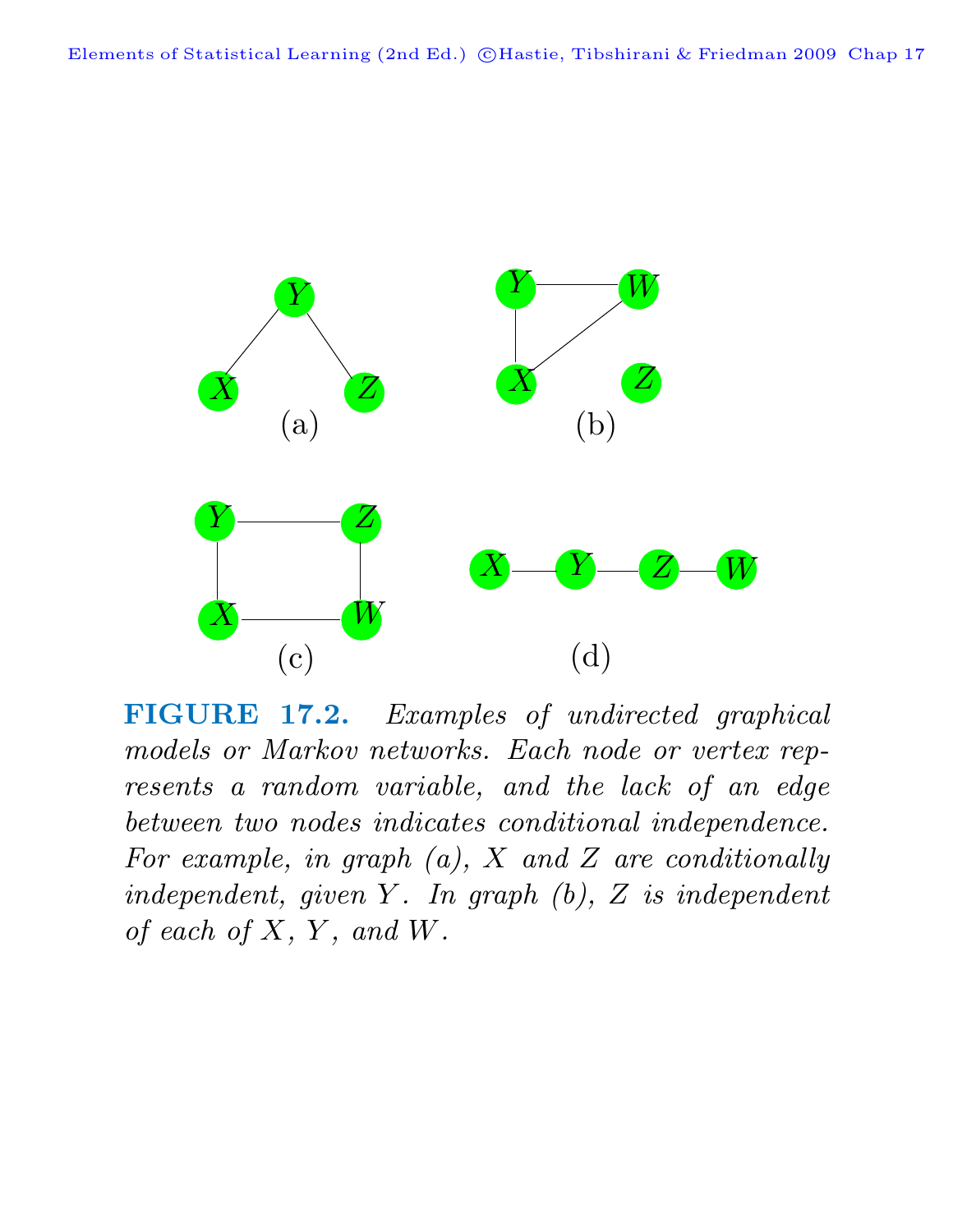**FIGURE 17.2.** *Examples of undirected graphical models or Markov networks. Each node or vertex represents a random variable, and the lack of an edge between two nodes indicates conditional independence. For example, in graph (a), $X$ and $Z$ are conditionally independent, given $Y$. In graph (b), $Z$ is independent of each of $X$, $Y$, and $W$.*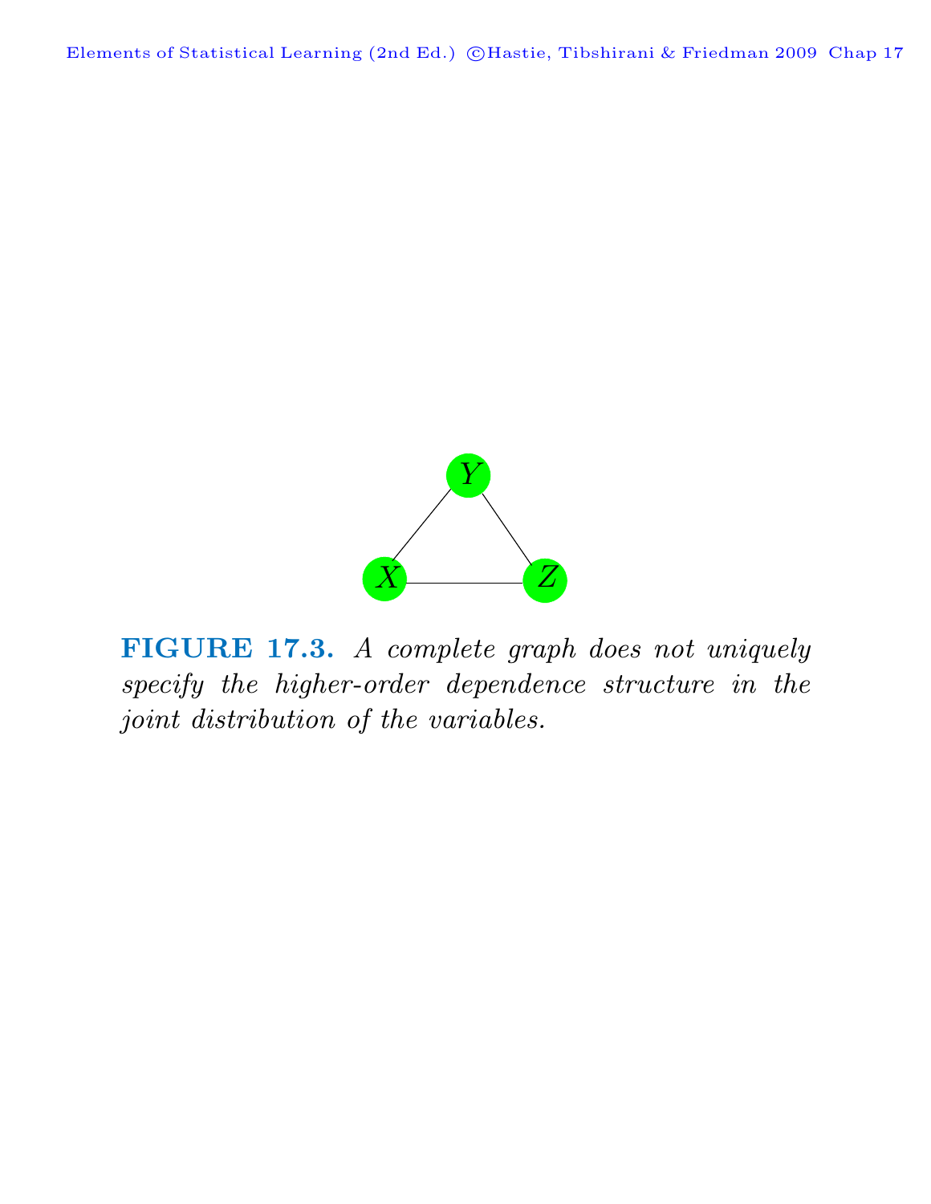**FIGURE 17.3.** *A complete graph does not uniquely specify the higher-order dependence structure in the joint distribution of the variables.*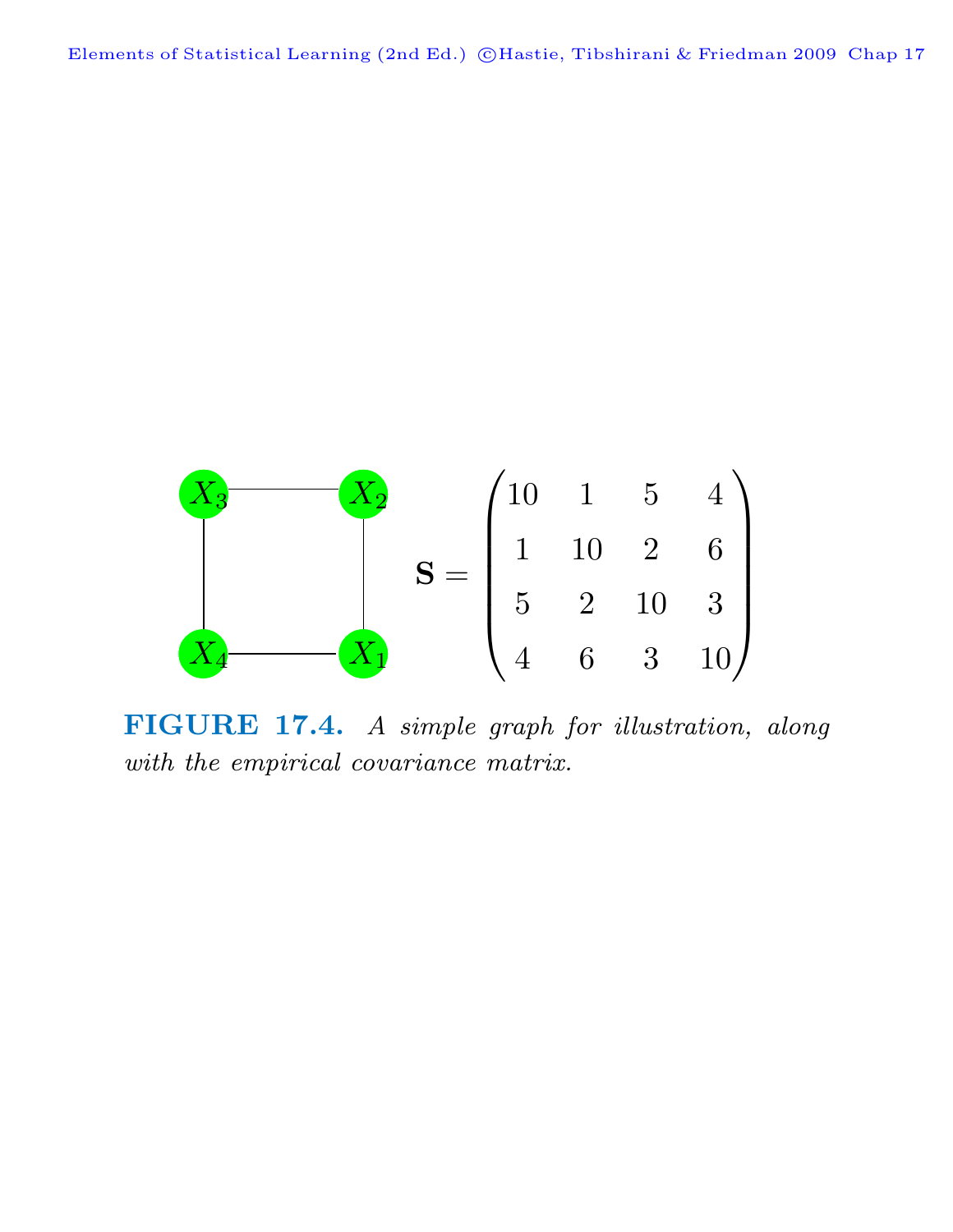$$
\mathbf{S} = \begin{pmatrix} 10 & 1 & 5 & 4 \\ 1 & 10 & 2 & 6 \\ 5 & 2 & 10 & 3 \\ 4 & 6 & 3 & 10 \end{pmatrix}
$$

**FIGURE 17.4.** *A simple graph for illustration, along with the empirical covariance matrix.*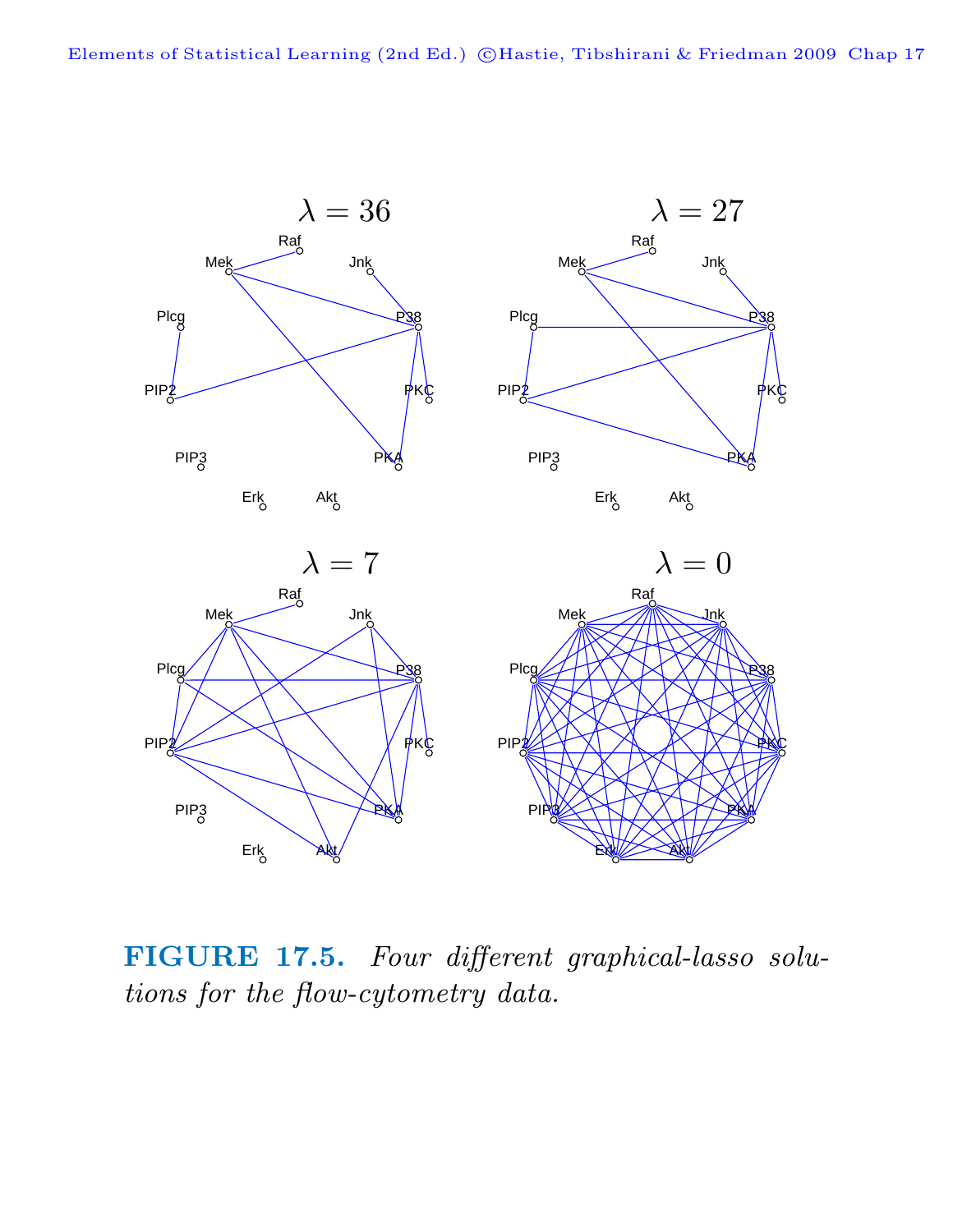**FIGURE 17.5.** *Four different graphical-lasso solutions for the flow-cytometry data.*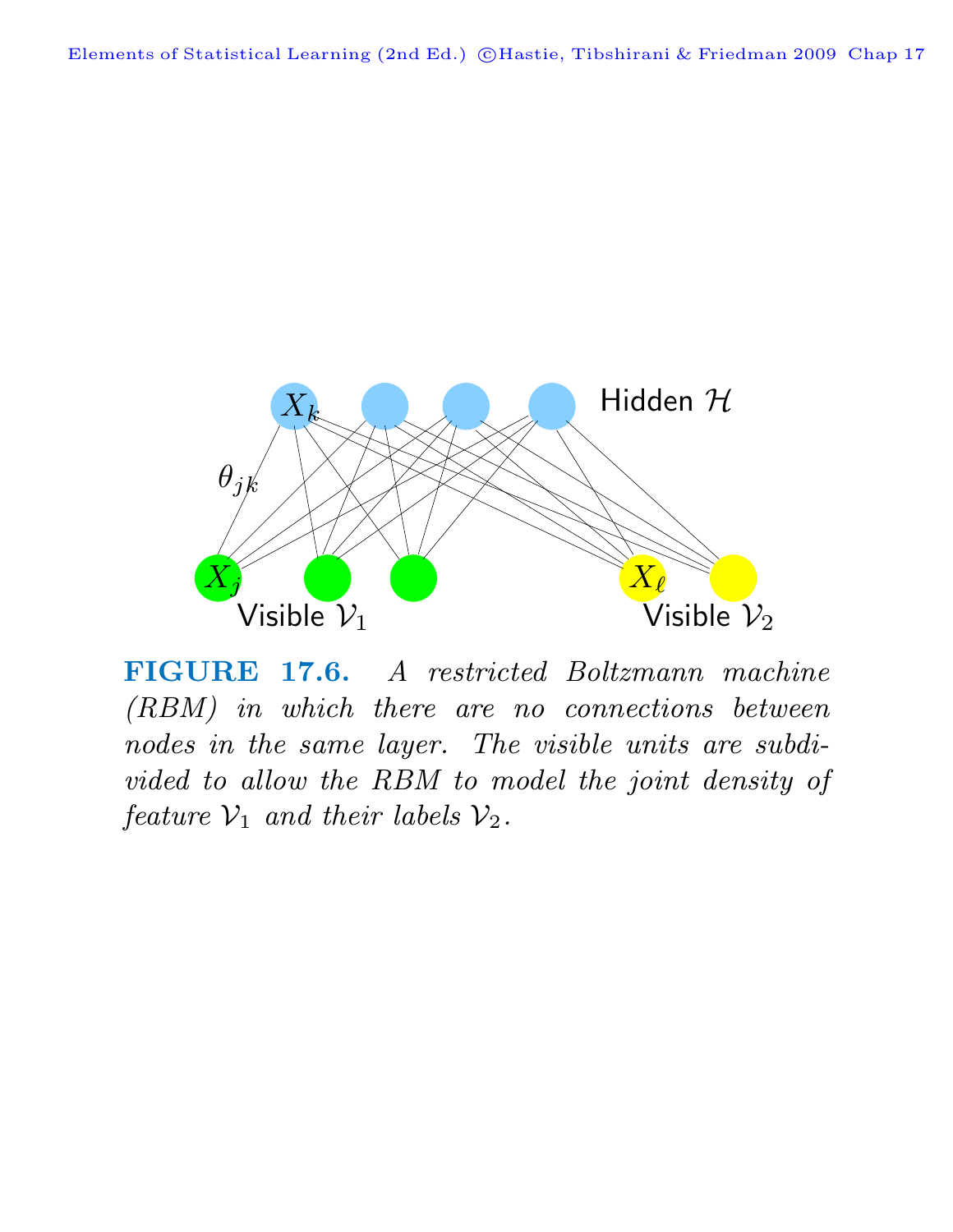**FIGURE 17.6.** *A restricted Boltzmann machine (RBM) in which there are no connections between nodes in the same layer. The visible units are subdivided to allow the RBM to model the joint density of feature $\mathcal{V}_1$ and their labels $\mathcal{V}_2$.*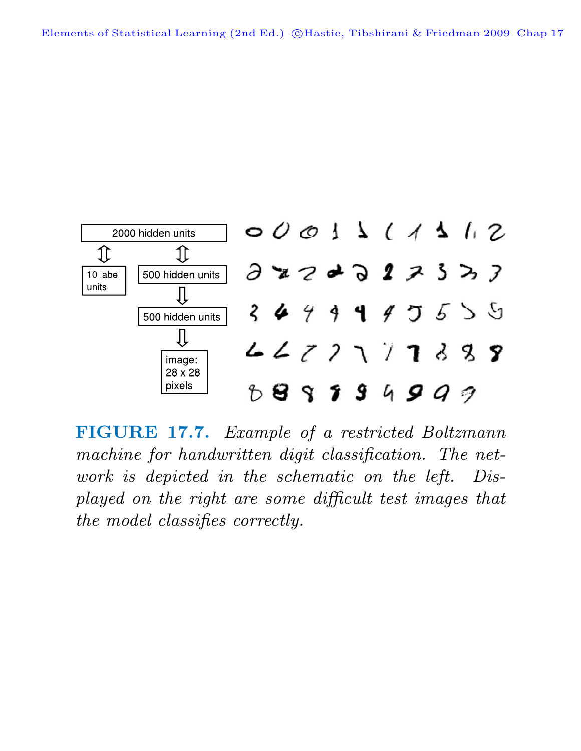**FIGURE 17.7.** *Example of a restricted Boltzmann machine for handwritten digit classification. The network is depicted in the schematic on the left. Displayed on the right are some difficult test images that the model classifies correctly.*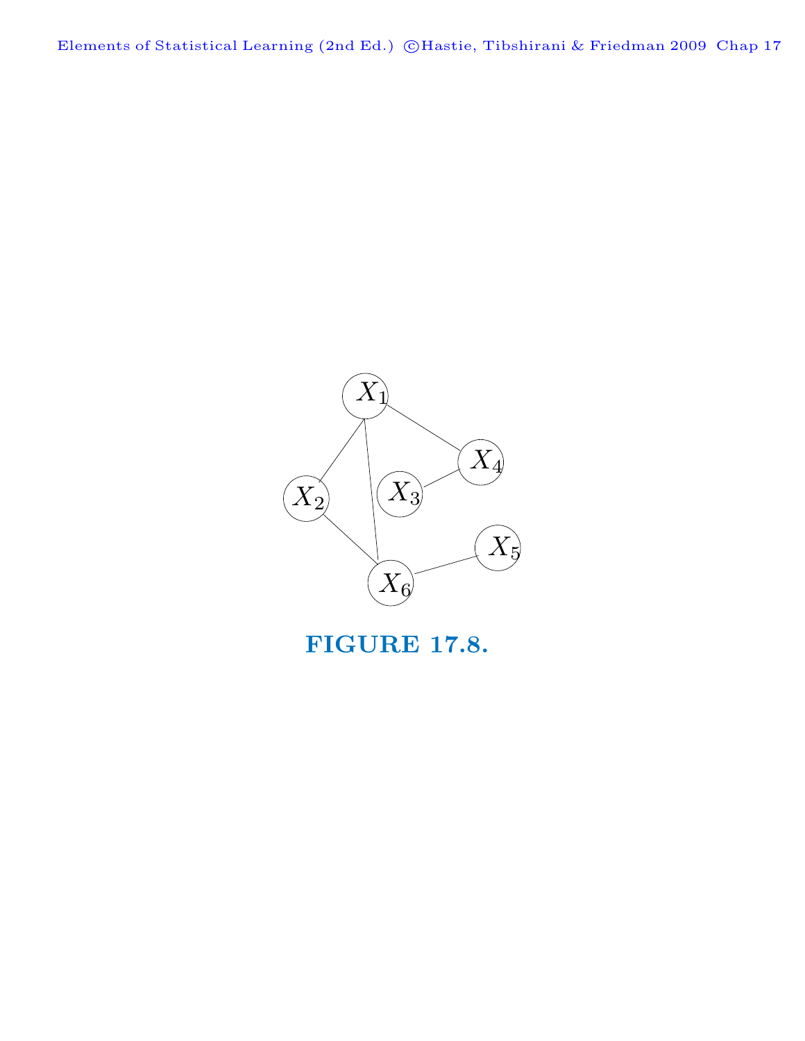$X_1$

$X_4$

$X_2$

$X_3$

$X_5$

$X_6$

**FIGURE 17.8.**